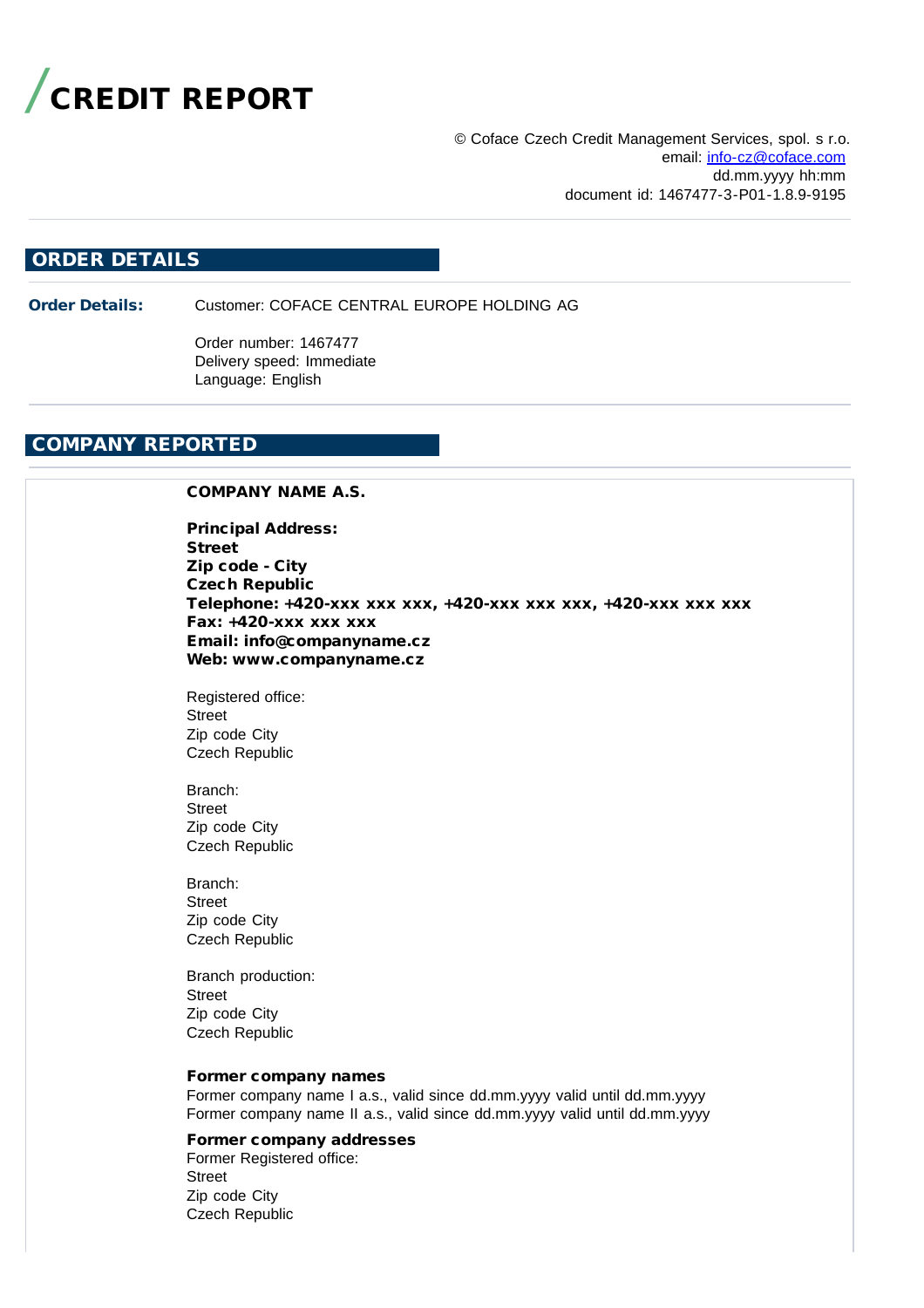# CREDIT REPORT

© Coface Czech Credit Management Services, spol. s r.o.
email: info-cz@coface.com
dd.mm.yyyy hh:mm
document id: 1467477-3-P01-1.8.9-9195

## ORDER DETAILS

**Order Details:** Customer: COFACE CENTRAL EUROPE HOLDING AG

Order number: 1467477
Delivery speed: Immediate
Language: English

## COMPANY REPORTED

**COMPANY NAME A.S.**

**Principal Address:**
**Street**
**Zip code - City**
**Czech Republic**
**Telephone: +420-xxx xxx xxx, +420-xxx xxx xxx, +420-xxx xxx xxx**
**Fax: +420-xxx xxx xxx**
**Email: info@companyname.cz**
**Web: www.companyname.cz**

Registered office:
Street
Zip code City
Czech Republic

Branch:
Street
Zip code City
Czech Republic

Branch:
Street
Zip code City
Czech Republic

Branch production:
Street
Zip code City
Czech Republic

**Former company names**
Former company name I a.s., valid since dd.mm.yyyy valid until dd.mm.yyyy
Former company name II a.s., valid since dd.mm.yyyy valid until dd.mm.yyyy

**Former company addresses**
Former Registered office:
Street
Zip code City
Czech Republic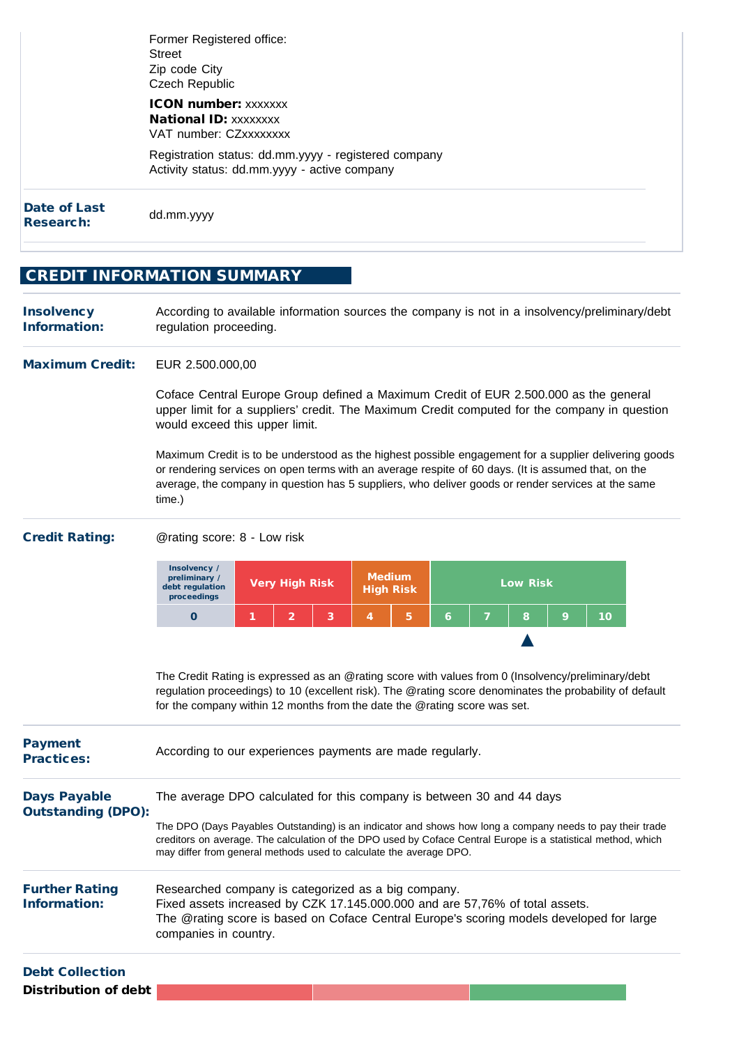Former Registered office:
Street
Zip code City
Czech Republic

**ICON number:** xxxxxxx
**National ID:** xxxxxxxx
VAT number: CZxxxxxxxx

Registration status: dd.mm.yyyy - registered company
Activity status: dd.mm.yyyy - active company

**Date of Last Research:** dd.mm.yyyy

## CREDIT INFORMATION SUMMARY

**Insolvency Information:**
According to available information sources the company is not in a insolvency/preliminary/debt regulation proceeding.

**Maximum Credit:**
EUR 2.500.000,00

Coface Central Europe Group defined a Maximum Credit of EUR 2.500.000 as the general upper limit for a suppliers' credit. The Maximum Credit computed for the company in question would exceed this upper limit.

Maximum Credit is to be understood as the highest possible engagement for a supplier delivering goods or rendering services on open terms with an average respite of 60 days. (It is assumed that, on the average, the company in question has 5 suppliers, who deliver goods or render services at the same time.)

**Credit Rating:**
@rating score: 8 - Low risk

| Insolvency / preliminary / debt regulation proceedings | Very High Risk | | | Medium High Risk | | Low Risk | | | | |
|---|---|---|---|---|---|---|---|---|---|---|
| 0 | 1 | 2 | 3 | 4 | 5 | 6 | 7 | 8 ▲ | 9 | 10 |

The Credit Rating is expressed as an @rating score with values from 0 (Insolvency/preliminary/debt regulation proceedings) to 10 (excellent risk). The @rating score denominates the probability of default for the company within 12 months from the date the @rating score was set.

**Payment Practices:**
According to our experiences payments are made regularly.

**Days Payable Outstanding (DPO):**
The average DPO calculated for this company is between 30 and 44 days

The DPO (Days Payables Outstanding) is an indicator and shows how long a company needs to pay their trade creditors on average. The calculation of the DPO used by Coface Central Europe is a statistical method, which may differ from general methods used to calculate the average DPO.

**Further Rating Information:**
Researched company is categorized as a big company.
Fixed assets increased by CZK 17.145.000.000 and are 57,76% of total assets.
The @rating score is based on Coface Central Europe's scoring models developed for large companies in country.

**Debt Collection**

**Distribution of debt**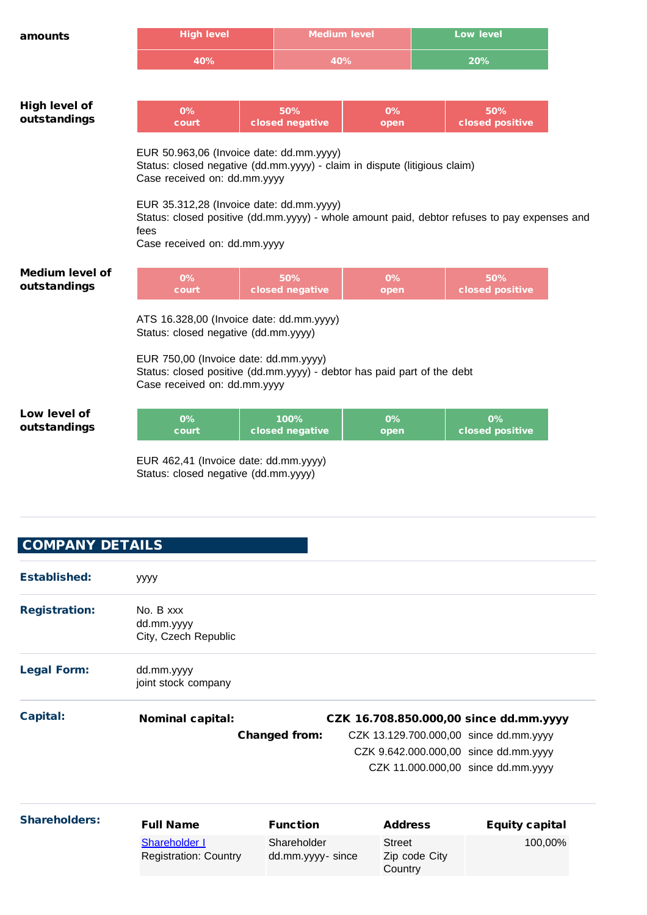**amounts**

| High level | Medium level | Low level |
|---|---|---|
| 40% | 40% | 20% |

**High level of outstandings**

| 0% court | 50% closed negative | 0% open | 50% closed positive |
|---|---|---|---|

EUR 50.963,06 (Invoice date: dd.mm.yyyy)
Status: closed negative (dd.mm.yyyy) - claim in dispute (litigious claim)
Case received on: dd.mm.yyyy

EUR 35.312,28 (Invoice date: dd.mm.yyyy)
Status: closed positive (dd.mm.yyyy) - whole amount paid, debtor refuses to pay expenses and fees
Case received on: dd.mm.yyyy

**Medium level of outstandings**

| 0% court | 50% closed negative | 0% open | 50% closed positive |
|---|---|---|---|

ATS 16.328,00 (Invoice date: dd.mm.yyyy)
Status: closed negative (dd.mm.yyyy)

EUR 750,00 (Invoice date: dd.mm.yyyy)
Status: closed positive (dd.mm.yyyy) - debtor has paid part of the debt
Case received on: dd.mm.yyyy

**Low level of outstandings**

| 0% court | 100% closed negative | 0% open | 0% closed positive |
|---|---|---|---|

EUR 462,41 (Invoice date: dd.mm.yyyy)
Status: closed negative (dd.mm.yyyy)

## COMPANY DETAILS

**Established:** yyyy

**Registration:**
No. B xxx
dd.mm.yyyy
City, Czech Republic

**Legal Form:**
dd.mm.yyyy
joint stock company

**Capital:**

**Nominal capital:** **CZK 16.708.850.000,00 since dd.mm.yyyy**

**Changed from:**
CZK 13.129.700.000,00 since dd.mm.yyyy
CZK 9.642.000.000,00 since dd.mm.yyyy
CZK 11.000.000,00 since dd.mm.yyyy

**Shareholders:**

| Full Name | Function | Address | Equity capital |
|---|---|---|---|
| Shareholder I<br>Registration: Country | Shareholder<br>dd.mm.yyyy- since | Street<br>Zip code City<br>Country | 100,00% |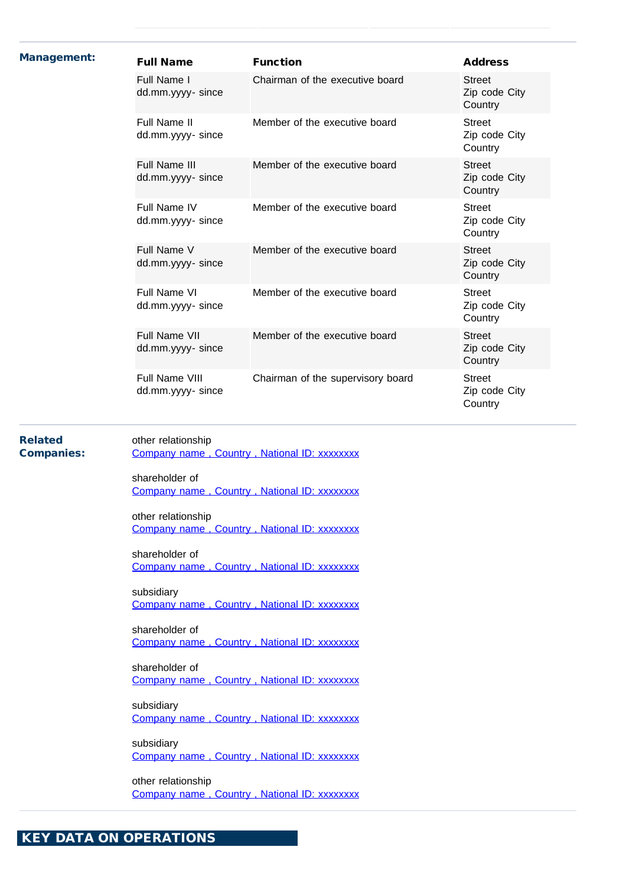**Management:**

| Full Name | Function | Address |
|---|---|---|
| Full Name I<br>dd.mm.yyyy- since | Chairman of the executive board | Street<br>Zip code City<br>Country |
| Full Name II<br>dd.mm.yyyy- since | Member of the executive board | Street<br>Zip code City<br>Country |
| Full Name III<br>dd.mm.yyyy- since | Member of the executive board | Street<br>Zip code City<br>Country |
| Full Name IV<br>dd.mm.yyyy- since | Member of the executive board | Street<br>Zip code City<br>Country |
| Full Name V<br>dd.mm.yyyy- since | Member of the executive board | Street<br>Zip code City<br>Country |
| Full Name VI<br>dd.mm.yyyy- since | Member of the executive board | Street<br>Zip code City<br>Country |
| Full Name VII<br>dd.mm.yyyy- since | Member of the executive board | Street<br>Zip code City<br>Country |
| Full Name VIII<br>dd.mm.yyyy- since | Chairman of the supervisory board | Street<br>Zip code City<br>Country |

**Related Companies:**

other relationship
Company name , Country , National ID: xxxxxxxx

shareholder of
Company name , Country , National ID: xxxxxxxx

other relationship
Company name , Country , National ID: xxxxxxxx

shareholder of
Company name , Country , National ID: xxxxxxxx

subsidiary
Company name , Country , National ID: xxxxxxxx

shareholder of
Company name , Country , National ID: xxxxxxxx

shareholder of
Company name , Country , National ID: xxxxxxxx

subsidiary
Company name , Country , National ID: xxxxxxxx

subsidiary
Company name , Country , National ID: xxxxxxxx

other relationship
Company name , Country , National ID: xxxxxxxx

## KEY DATA ON OPERATIONS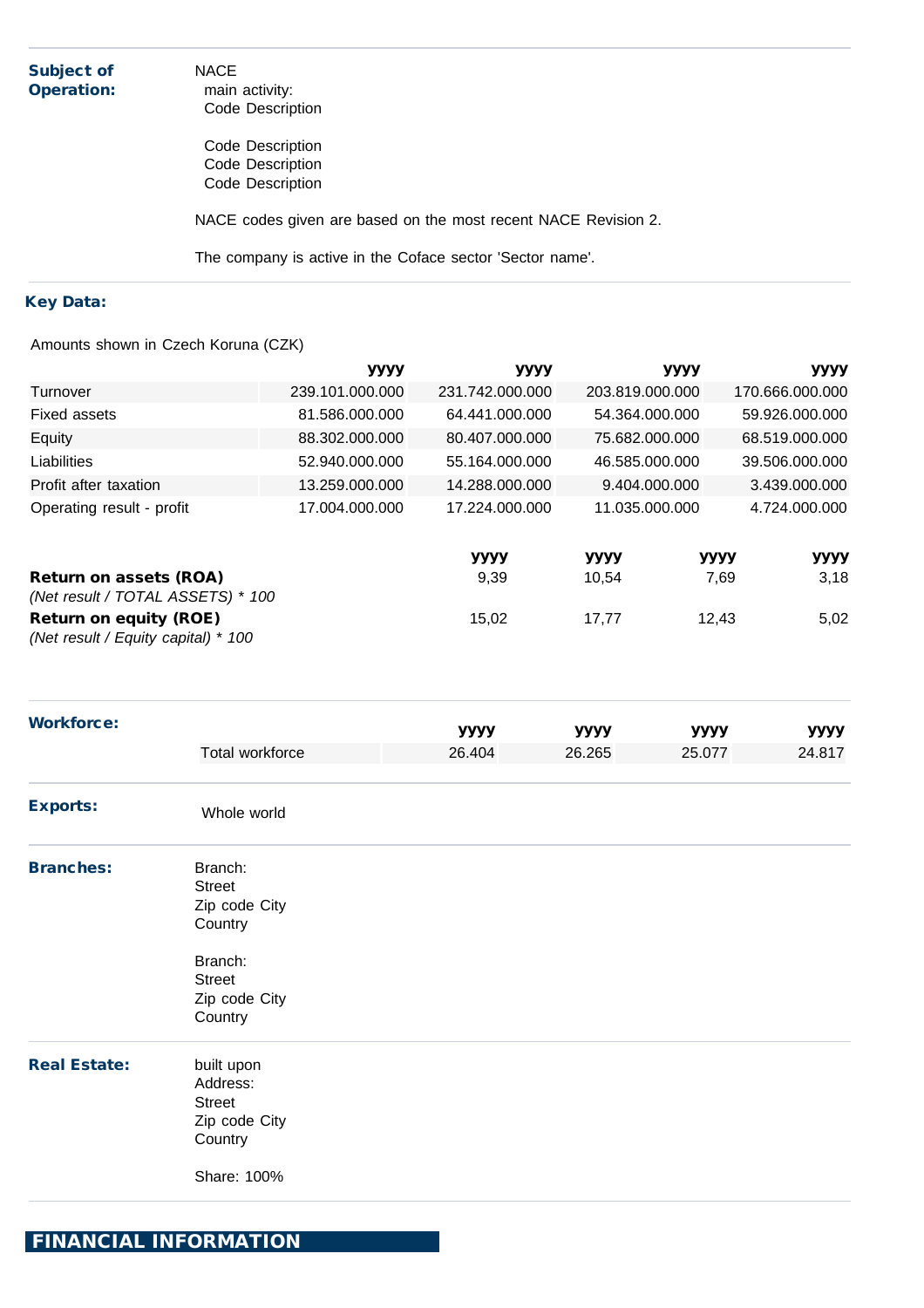**Subject of Operation:**

NACE
main activity:
Code Description

Code Description
Code Description
Code Description

NACE codes given are based on the most recent NACE Revision 2.

The company is active in the Coface sector 'Sector name'.

**Key Data:**

Amounts shown in Czech Koruna (CZK)

| | yyyy | yyyy | yyyy | yyyy |
|---|---|---|---|---|
| Turnover | 239.101.000.000 | 231.742.000.000 | 203.819.000.000 | 170.666.000.000 |
| Fixed assets | 81.586.000.000 | 64.441.000.000 | 54.364.000.000 | 59.926.000.000 |
| Equity | 88.302.000.000 | 80.407.000.000 | 75.682.000.000 | 68.519.000.000 |
| Liabilities | 52.940.000.000 | 55.164.000.000 | 46.585.000.000 | 39.506.000.000 |
| Profit after taxation | 13.259.000.000 | 14.288.000.000 | 9.404.000.000 | 3.439.000.000 |
| Operating result - profit | 17.004.000.000 | 17.224.000.000 | 11.035.000.000 | 4.724.000.000 |

| | yyyy | yyyy | yyyy | yyyy |
|---|---|---|---|---|
| **Return on assets (ROA)** *(Net result / TOTAL ASSETS) * 100* | 9,39 | 10,54 | 7,69 | 3,18 |
| **Return on equity (ROE)** *(Net result / Equity capital) * 100* | 15,02 | 17,77 | 12,43 | 5,02 |

**Workforce:**

| | yyyy | yyyy | yyyy | yyyy |
|---|---|---|---|---|
| Total workforce | 26.404 | 26.265 | 25.077 | 24.817 |

**Exports:**

Whole world

**Branches:**

Branch:
Street
Zip code City
Country

Branch:
Street
Zip code City
Country

**Real Estate:**

built upon
Address:
Street
Zip code City
Country

Share: 100%

## FINANCIAL INFORMATION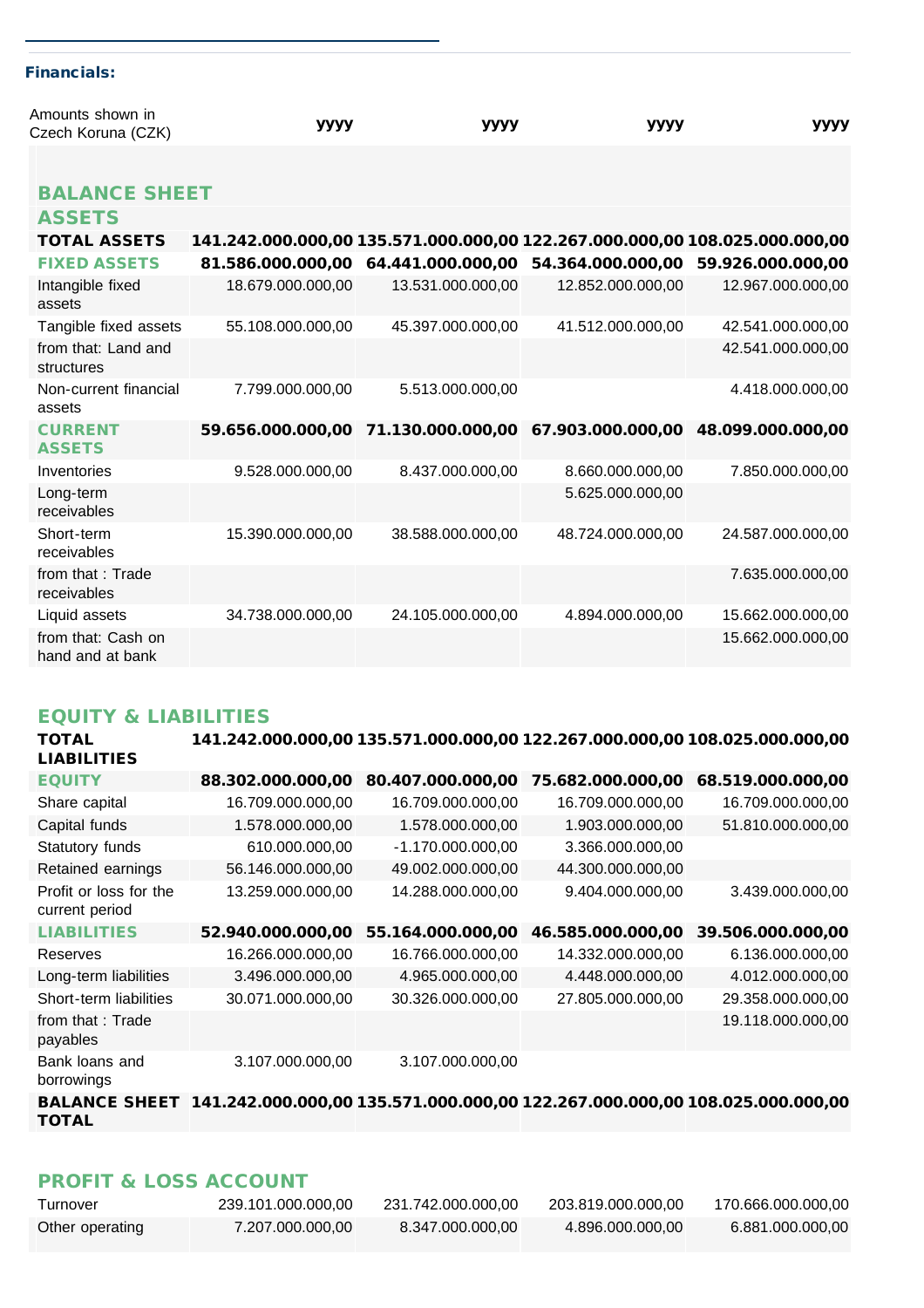**Financials:**

| Amounts shown in Czech Koruna (CZK) | yyyy | yyyy | yyyy | yyyy |
|---|---|---|---|---|
| **BALANCE SHEET** | | | | |
| **ASSETS** | | | | |
| **TOTAL ASSETS** | **141.242.000.000,00** | **135.571.000.000,00** | **122.267.000.000,00** | **108.025.000.000,00** |
| **FIXED ASSETS** | **81.586.000.000,00** | **64.441.000.000,00** | **54.364.000.000,00** | **59.926.000.000,00** |
| Intangible fixed assets | 18.679.000.000,00 | 13.531.000.000,00 | 12.852.000.000,00 | 12.967.000.000,00 |
| Tangible fixed assets | 55.108.000.000,00 | 45.397.000.000,00 | 41.512.000.000,00 | 42.541.000.000,00 |
| from that: Land and structures | | | | 42.541.000.000,00 |
| Non-current financial assets | 7.799.000.000,00 | 5.513.000.000,00 | | 4.418.000.000,00 |
| **CURRENT ASSETS** | **59.656.000.000,00** | **71.130.000.000,00** | **67.903.000.000,00** | **48.099.000.000,00** |
| Inventories | 9.528.000.000,00 | 8.437.000.000,00 | 8.660.000.000,00 | 7.850.000.000,00 |
| Long-term receivables | | | 5.625.000.000,00 | |
| Short-term receivables | 15.390.000.000,00 | 38.588.000.000,00 | 48.724.000.000,00 | 24.587.000.000,00 |
| from that : Trade receivables | | | | 7.635.000.000,00 |
| Liquid assets | 34.738.000.000,00 | 24.105.000.000,00 | 4.894.000.000,00 | 15.662.000.000,00 |
| from that: Cash on hand and at bank | | | | 15.662.000.000,00 |
| **EQUITY & LIABILITIES** | | | | |
| **TOTAL LIABILITIES** | **141.242.000.000,00** | **135.571.000.000,00** | **122.267.000.000,00** | **108.025.000.000,00** |
| **EQUITY** | **88.302.000.000,00** | **80.407.000.000,00** | **75.682.000.000,00** | **68.519.000.000,00** |
| Share capital | 16.709.000.000,00 | 16.709.000.000,00 | 16.709.000.000,00 | 16.709.000.000,00 |
| Capital funds | 1.578.000.000,00 | 1.578.000.000,00 | 1.903.000.000,00 | 51.810.000.000,00 |
| Statutory funds | 610.000.000,00 | -1.170.000.000,00 | 3.366.000.000,00 | |
| Retained earnings | 56.146.000.000,00 | 49.002.000.000,00 | 44.300.000.000,00 | |
| Profit or loss for the current period | 13.259.000.000,00 | 14.288.000.000,00 | 9.404.000.000,00 | 3.439.000.000,00 |
| **LIABILITIES** | **52.940.000.000,00** | **55.164.000.000,00** | **46.585.000.000,00** | **39.506.000.000,00** |
| Reserves | 16.266.000.000,00 | 16.766.000.000,00 | 14.332.000.000,00 | 6.136.000.000,00 |
| Long-term liabilities | 3.496.000.000,00 | 4.965.000.000,00 | 4.448.000.000,00 | 4.012.000.000,00 |
| Short-term liabilities | 30.071.000.000,00 | 30.326.000.000,00 | 27.805.000.000,00 | 29.358.000.000,00 |
| from that : Trade payables | | | | 19.118.000.000,00 |
| Bank loans and borrowings | 3.107.000.000,00 | 3.107.000.000,00 | | |
| **BALANCE SHEET TOTAL** | **141.242.000.000,00** | **135.571.000.000,00** | **122.267.000.000,00** | **108.025.000.000,00** |
| **PROFIT & LOSS ACCOUNT** | | | | |
| Turnover | 239.101.000.000,00 | 231.742.000.000,00 | 203.819.000.000,00 | 170.666.000.000,00 |
| Other operating | 7.207.000.000,00 | 8.347.000.000,00 | 4.896.000.000,00 | 6.881.000.000,00 |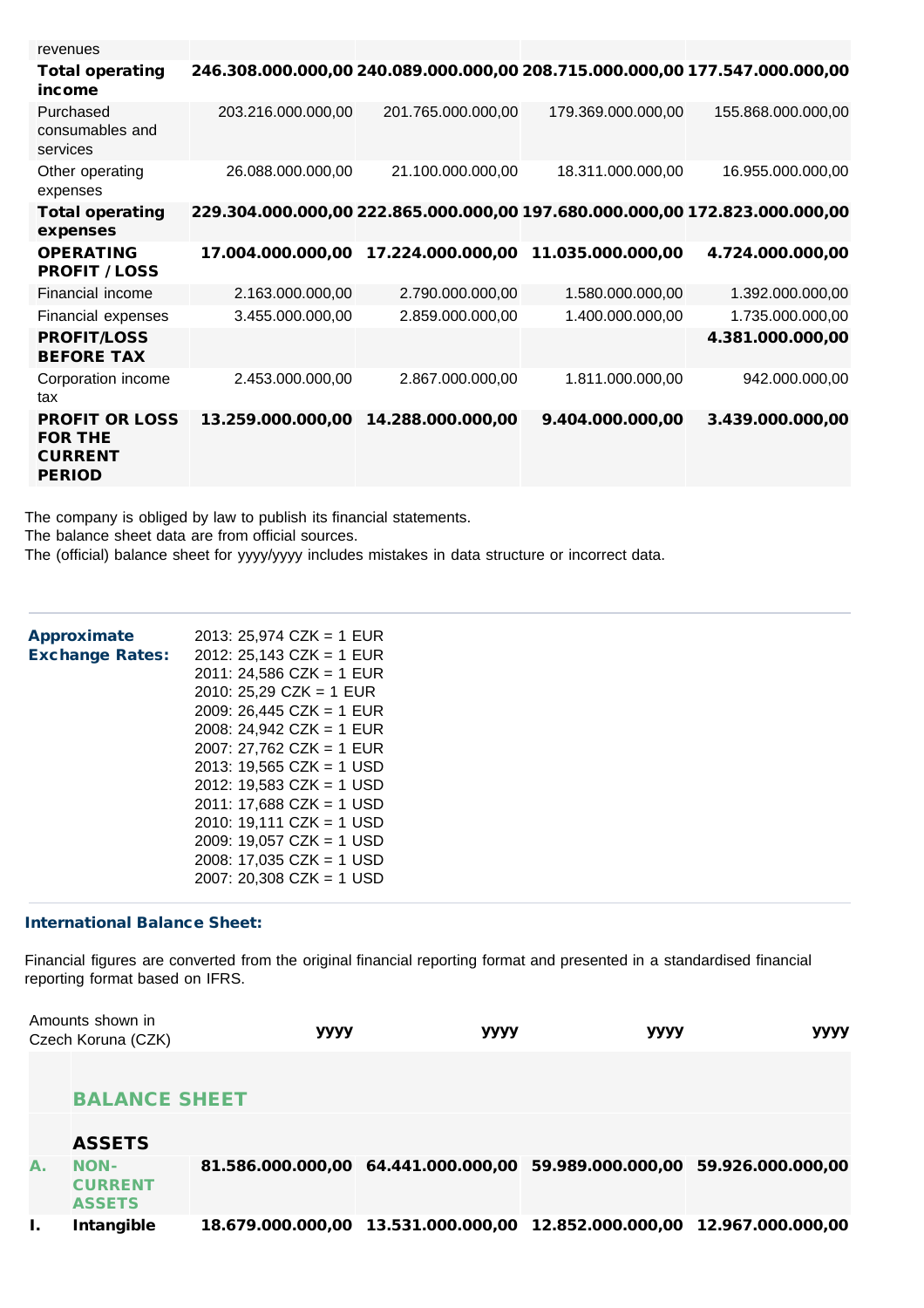| revenues | | | | |
|---|---|---|---|---|
| **Total operating income** | **246.308.000.000,00** | **240.089.000.000,00** | **208.715.000.000,00** | **177.547.000.000,00** |
| Purchased consumables and services | 203.216.000.000,00 | 201.765.000.000,00 | 179.369.000.000,00 | 155.868.000.000,00 |
| Other operating expenses | 26.088.000.000,00 | 21.100.000.000,00 | 18.311.000.000,00 | 16.955.000.000,00 |
| **Total operating expenses** | **229.304.000.000,00** | **222.865.000.000,00** | **197.680.000.000,00** | **172.823.000.000,00** |
| **OPERATING PROFIT / LOSS** | **17.004.000.000,00** | **17.224.000.000,00** | **11.035.000.000,00** | **4.724.000.000,00** |
| Financial income | 2.163.000.000,00 | 2.790.000.000,00 | 1.580.000.000,00 | 1.392.000.000,00 |
| Financial expenses | 3.455.000.000,00 | 2.859.000.000,00 | 1.400.000.000,00 | 1.735.000.000,00 |
| **PROFIT/LOSS BEFORE TAX** | | | | **4.381.000.000,00** |
| Corporation income tax | 2.453.000.000,00 | 2.867.000.000,00 | 1.811.000.000,00 | 942.000.000,00 |
| **PROFIT OR LOSS FOR THE CURRENT PERIOD** | **13.259.000.000,00** | **14.288.000.000,00** | **9.404.000.000,00** | **3.439.000.000,00** |

The company is obliged by law to publish its financial statements.
The balance sheet data are from official sources.
The (official) balance sheet for yyyy/yyyy includes mistakes in data structure or incorrect data.

**Approximate Exchange Rates:**

2013: 25,974 CZK = 1 EUR
2012: 25,143 CZK = 1 EUR
2011: 24,586 CZK = 1 EUR
2010: 25,29 CZK = 1 EUR
2009: 26,445 CZK = 1 EUR
2008: 24,942 CZK = 1 EUR
2007: 27,762 CZK = 1 EUR
2013: 19,565 CZK = 1 USD
2012: 19,583 CZK = 1 USD
2011: 17,688 CZK = 1 USD
2010: 19,111 CZK = 1 USD
2009: 19,057 CZK = 1 USD
2008: 17,035 CZK = 1 USD
2007: 20,308 CZK = 1 USD

### International Balance Sheet:

Financial figures are converted from the original financial reporting format and presented in a standardised financial reporting format based on IFRS.

| | Amounts shown in Czech Koruna (CZK) | yyyy | yyyy | yyyy | yyyy |
|---|---|---|---|---|---|
| | **BALANCE SHEET** | | | | |
| | **ASSETS** | | | | |
| **A.** | **NON-CURRENT ASSETS** | **81.586.000.000,00** | **64.441.000.000,00** | **59.989.000.000,00** | **59.926.000.000,00** |
| **I.** | **Intangible** | **18.679.000.000,00** | **13.531.000.000,00** | **12.852.000.000,00** | **12.967.000.000,00** |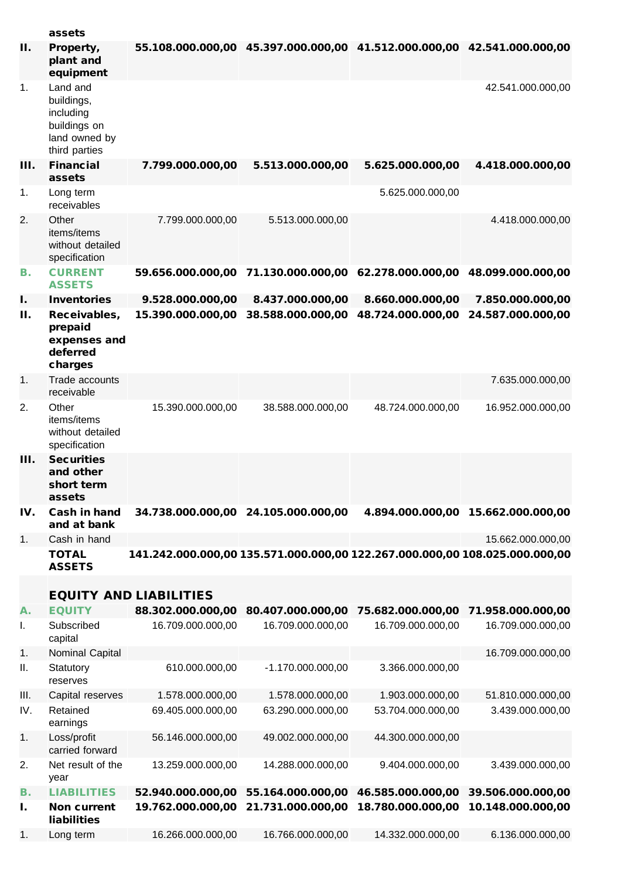| | assets | | | | |
|---|---|---|---|---|---|
| **II.** | **Property, plant and equipment** | **55.108.000.000,00** | **45.397.000.000,00** | **41.512.000.000,00** | **42.541.000.000,00** |
| 1. | Land and buildings, including buildings on land owned by third parties | | | | 42.541.000.000,00 |
| **III.** | **Financial assets** | **7.799.000.000,00** | **5.513.000.000,00** | **5.625.000.000,00** | **4.418.000.000,00** |
| 1. | Long term receivables | | | 5.625.000.000,00 | |
| 2. | Other items/items without detailed specification | 7.799.000.000,00 | 5.513.000.000,00 | | 4.418.000.000,00 |
| **B.** | **CURRENT ASSETS** | **59.656.000.000,00** | **71.130.000.000,00** | **62.278.000.000,00** | **48.099.000.000,00** |
| **I.** | **Inventories** | **9.528.000.000,00** | **8.437.000.000,00** | **8.660.000.000,00** | **7.850.000.000,00** |
| **II.** | **Receivables, prepaid expenses and deferred charges** | **15.390.000.000,00** | **38.588.000.000,00** | **48.724.000.000,00** | **24.587.000.000,00** |
| 1. | Trade accounts receivable | | | | 7.635.000.000,00 |
| 2. | Other items/items without detailed specification | 15.390.000.000,00 | 38.588.000.000,00 | 48.724.000.000,00 | 16.952.000.000,00 |
| **III.** | **Securities and other short term assets** | | | | |
| **IV.** | **Cash in hand and at bank** | **34.738.000.000,00** | **24.105.000.000,00** | **4.894.000.000,00** | **15.662.000.000,00** |
| 1. | Cash in hand | | | | 15.662.000.000,00 |
| | **TOTAL ASSETS** | **141.242.000.000,00** | **135.571.000.000,00** | **122.267.000.000,00** | **108.025.000.000,00** |
| | **EQUITY AND LIABILITIES** | | | | |
| **A.** | **EQUITY** | **88.302.000.000,00** | **80.407.000.000,00** | **75.682.000.000,00** | **71.958.000.000,00** |
| I. | Subscribed capital | 16.709.000.000,00 | 16.709.000.000,00 | 16.709.000.000,00 | 16.709.000.000,00 |
| 1. | Nominal Capital | | | | 16.709.000.000,00 |
| II. | Statutory reserves | 610.000.000,00 | -1.170.000.000,00 | 3.366.000.000,00 | |
| III. | Capital reserves | 1.578.000.000,00 | 1.578.000.000,00 | 1.903.000.000,00 | 51.810.000.000,00 |
| IV. | Retained earnings | 69.405.000.000,00 | 63.290.000.000,00 | 53.704.000.000,00 | 3.439.000.000,00 |
| 1. | Loss/profit carried forward | 56.146.000.000,00 | 49.002.000.000,00 | 44.300.000.000,00 | |
| 2. | Net result of the year | 13.259.000.000,00 | 14.288.000.000,00 | 9.404.000.000,00 | 3.439.000.000,00 |
| **B.** | **LIABILITIES** | **52.940.000.000,00** | **55.164.000.000,00** | **46.585.000.000,00** | **39.506.000.000,00** |
| **I.** | **Non current liabilities** | **19.762.000.000,00** | **21.731.000.000,00** | **18.780.000.000,00** | **10.148.000.000,00** |
| 1. | Long term | 16.266.000.000,00 | 16.766.000.000,00 | 14.332.000.000,00 | 6.136.000.000,00 |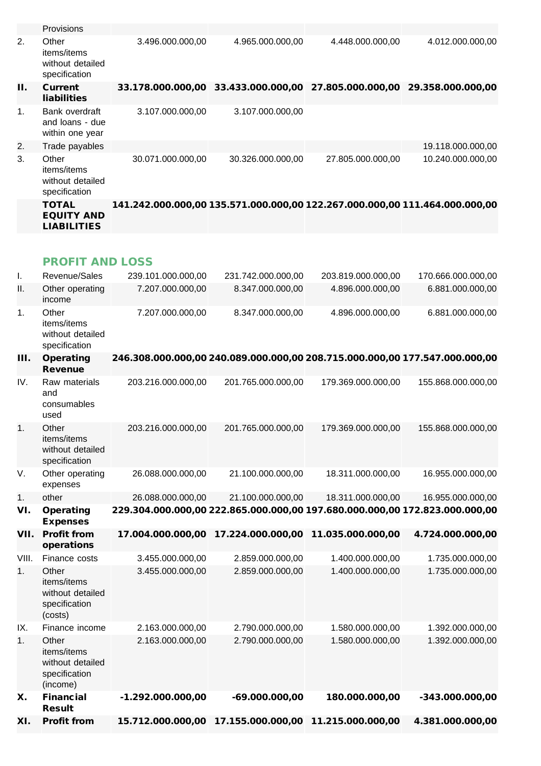|  | Provisions |  |  |  |  |
|---|---|---|---|---|---|
| 2. | Other items/items without detailed specification | 3.496.000.000,00 | 4.965.000.000,00 | 4.448.000.000,00 | 4.012.000.000,00 |
| **II.** | **Current liabilities** | **33.178.000.000,00** | **33.433.000.000,00** | **27.805.000.000,00** | **29.358.000.000,00** |
| 1. | Bank overdraft and loans - due within one year | 3.107.000.000,00 | 3.107.000.000,00 |  |  |
| 2. | Trade payables |  |  |  | 19.118.000.000,00 |
| 3. | Other items/items without detailed specification | 30.071.000.000,00 | 30.326.000.000,00 | 27.805.000.000,00 | 10.240.000.000,00 |
|  | **TOTAL EQUITY AND LIABILITIES** | **141.242.000.000,00** | **135.571.000.000,00** | **122.267.000.000,00** | **111.464.000.000,00** |

## PROFIT AND LOSS

|  |  |  |  |  |  |
|---|---|---|---|---|---|
| I. | Revenue/Sales | 239.101.000.000,00 | 231.742.000.000,00 | 203.819.000.000,00 | 170.666.000.000,00 |
| II. | Other operating income | 7.207.000.000,00 | 8.347.000.000,00 | 4.896.000.000,00 | 6.881.000.000,00 |
| 1. | Other items/items without detailed specification | 7.207.000.000,00 | 8.347.000.000,00 | 4.896.000.000,00 | 6.881.000.000,00 |
| **III.** | **Operating Revenue** | **246.308.000.000,00** | **240.089.000.000,00** | **208.715.000.000,00** | **177.547.000.000,00** |
| IV. | Raw materials and consumables used | 203.216.000.000,00 | 201.765.000.000,00 | 179.369.000.000,00 | 155.868.000.000,00 |
| 1. | Other items/items without detailed specification | 203.216.000.000,00 | 201.765.000.000,00 | 179.369.000.000,00 | 155.868.000.000,00 |
| V. | Other operating expenses | 26.088.000.000,00 | 21.100.000.000,00 | 18.311.000.000,00 | 16.955.000.000,00 |
| 1. | other | 26.088.000.000,00 | 21.100.000.000,00 | 18.311.000.000,00 | 16.955.000.000,00 |
| **VI.** | **Operating Expenses** | **229.304.000.000,00** | **222.865.000.000,00** | **197.680.000.000,00** | **172.823.000.000,00** |
| **VII.** | **Profit from operations** | **17.004.000.000,00** | **17.224.000.000,00** | **11.035.000.000,00** | **4.724.000.000,00** |
| VIII. | Finance costs | 3.455.000.000,00 | 2.859.000.000,00 | 1.400.000.000,00 | 1.735.000.000,00 |
| 1. | Other items/items without detailed specification (costs) | 3.455.000.000,00 | 2.859.000.000,00 | 1.400.000.000,00 | 1.735.000.000,00 |
| IX. | Finance income | 2.163.000.000,00 | 2.790.000.000,00 | 1.580.000.000,00 | 1.392.000.000,00 |
| 1. | Other items/items without detailed specification (income) | 2.163.000.000,00 | 2.790.000.000,00 | 1.580.000.000,00 | 1.392.000.000,00 |
| **X.** | **Financial Result** | **-1.292.000.000,00** | **-69.000.000,00** | **180.000.000,00** | **-343.000.000,00** |
| **XI.** | **Profit from** | **15.712.000.000,00** | **17.155.000.000,00** | **11.215.000.000,00** | **4.381.000.000,00** |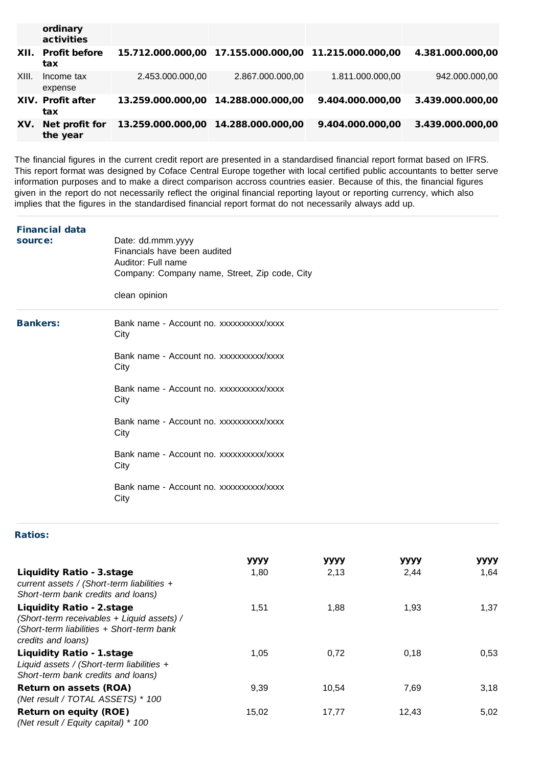| | | | | | |
|---|---|---|---|---|---|
| | **ordinary activities** | | | | |
| **XII.** | **Profit before tax** | **15.712.000.000,00** | **17.155.000.000,00** | **11.215.000.000,00** | **4.381.000.000,00** |
| XIII. | Income tax expense | 2.453.000.000,00 | 2.867.000.000,00 | 1.811.000.000,00 | 942.000.000,00 |
| **XIV.** | **Profit after tax** | **13.259.000.000,00** | **14.288.000.000,00** | **9.404.000.000,00** | **3.439.000.000,00** |
| **XV.** | **Net profit for the year** | **13.259.000.000,00** | **14.288.000.000,00** | **9.404.000.000,00** | **3.439.000.000,00** |

The financial figures in the current credit report are presented in a standardised financial report format based on IFRS. This report format was designed by Coface Central Europe together with local certified public accountants to better serve information purposes and to make a direct comparison accross countries easier. Because of this, the financial figures given in the report do not necessarily reflect the original financial reporting layout or reporting currency, which also implies that the figures in the standardised financial report format do not necessarily always add up.

**Financial data source:**

Date: dd.mmm.yyyy
Financials have been audited
Auditor: Full name
Company: Company name, Street, Zip code, City

clean opinion

**Bankers:**

Bank name - Account no. xxxxxxxxxx/xxxx
City

Bank name - Account no. xxxxxxxxxx/xxxx
City

Bank name - Account no. xxxxxxxxxx/xxxx
City

Bank name - Account no. xxxxxxxxxx/xxxx
City

Bank name - Account no. xxxxxxxxxx/xxxx
City

Bank name - Account no. xxxxxxxxxx/xxxx
City

**Ratios:**

| | **yyyy** | **yyyy** | **yyyy** | **yyyy** |
|---|---|---|---|---|
| **Liquidity Ratio - 3.stage** *current assets / (Short-term liabilities + Short-term bank credits and loans)* | 1,80 | 2,13 | 2,44 | 1,64 |
| **Liquidity Ratio - 2.stage** *(Short-term receivables + Liquid assets) / (Short-term liabilities + Short-term bank credits and loans)* | 1,51 | 1,88 | 1,93 | 1,37 |
| **Liquidity Ratio - 1.stage** *Liquid assets / (Short-term liabilities + Short-term bank credits and loans)* | 1,05 | 0,72 | 0,18 | 0,53 |
| **Return on assets (ROA)** *(Net result / TOTAL ASSETS) * 100* | 9,39 | 10,54 | 7,69 | 3,18 |
| **Return on equity (ROE)** *(Net result / Equity capital) * 100* | 15,02 | 17,77 | 12,43 | 5,02 |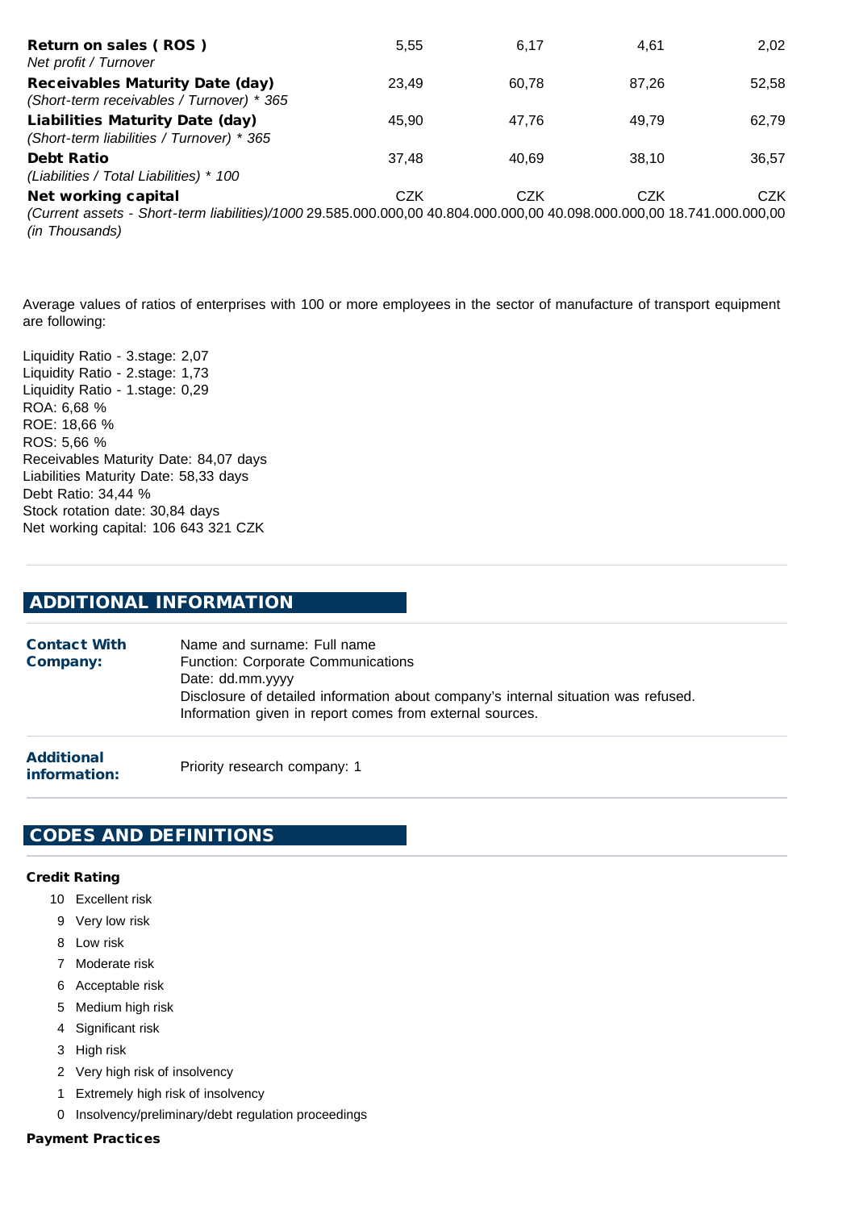| | | | | |
|---|---|---|---|---|
| **Return on sales ( ROS )**<br>*Net profit / Turnover* | 5,55 | 6,17 | 4,61 | 2,02 |
| **Receivables Maturity Date (day)**<br>*(Short-term receivables / Turnover) * 365* | 23,49 | 60,78 | 87,26 | 52,58 |
| **Liabilities Maturity Date (day)**<br>*(Short-term liabilities / Turnover) * 365* | 45,90 | 47,76 | 49,79 | 62,79 |
| **Debt Ratio**<br>*(Liabilities / Total Liabilities) * 100* | 37,48 | 40,69 | 38,10 | 36,57 |
| **Net working capital**<br>*(Current assets - Short-term liabilities)/1000 (in Thousands)* | CZK<br>29.585.000.000,00 | CZK<br>40.804.000.000,00 | CZK<br>40.098.000.000,00 | CZK<br>18.741.000.000,00 |

Average values of ratios of enterprises with 100 or more employees in the sector of manufacture of transport equipment are following:

Liquidity Ratio - 3.stage: 2,07
Liquidity Ratio - 2.stage: 1,73
Liquidity Ratio - 1.stage: 0,29
ROA: 6,68 %
ROE: 18,66 %
ROS: 5,66 %
Receivables Maturity Date: 84,07 days
Liabilities Maturity Date: 58,33 days
Debt Ratio: 34,44 %
Stock rotation date: 30,84 days
Net working capital: 106 643 321 CZK

## ADDITIONAL INFORMATION

| | |
|---|---|
| **Contact With Company:** | Name and surname: Full name<br>Function: Corporate Communications<br>Date: dd.mm.yyyy<br>Disclosure of detailed information about company's internal situation was refused.<br>Information given in report comes from external sources. |
| **Additional information:** | Priority research company: 1 |

## CODES AND DEFINITIONS

### Credit Rating

- 10 Excellent risk
- 9 Very low risk
- 8 Low risk
- 7 Moderate risk
- 6 Acceptable risk
- 5 Medium high risk
- 4 Significant risk
- 3 High risk
- 2 Very high risk of insolvency
- 1 Extremely high risk of insolvency
- 0 Insolvency/preliminary/debt regulation proceedings

### Payment Practices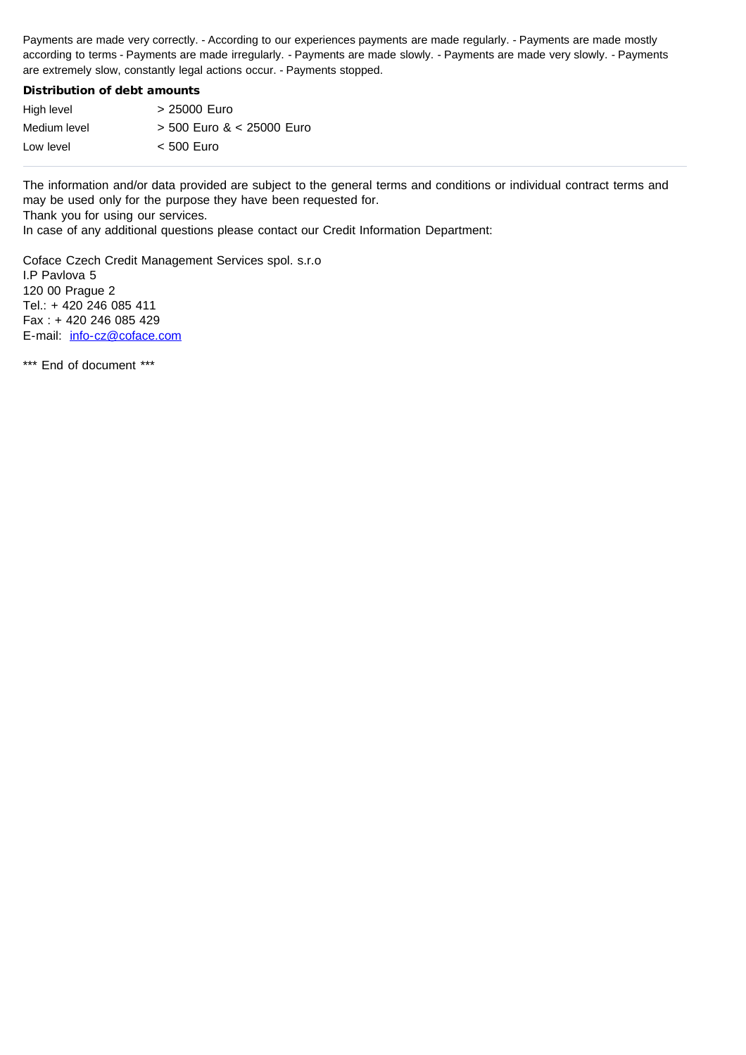Payments are made very correctly. - According to our experiences payments are made regularly. - Payments are made mostly according to terms - Payments are made irregularly. - Payments are made slowly. - Payments are made very slowly. - Payments are extremely slow, constantly legal actions occur. - Payments stopped.

**Distribution of debt amounts**

| | |
|---|---|
| High level | > 25000 Euro |
| Medium level | > 500 Euro & < 25000 Euro |
| Low level | < 500 Euro |

---

The information and/or data provided are subject to the general terms and conditions or individual contract terms and may be used only for the purpose they have been requested for.
Thank you for using our services.
In case of any additional questions please contact our Credit Information Department:

Coface Czech Credit Management Services spol. s.r.o
I.P Pavlova 5
120 00 Prague 2
Tel.: + 420 246 085 411
Fax : + 420 246 085 429
E-mail: info-cz@coface.com

*** End of document ***